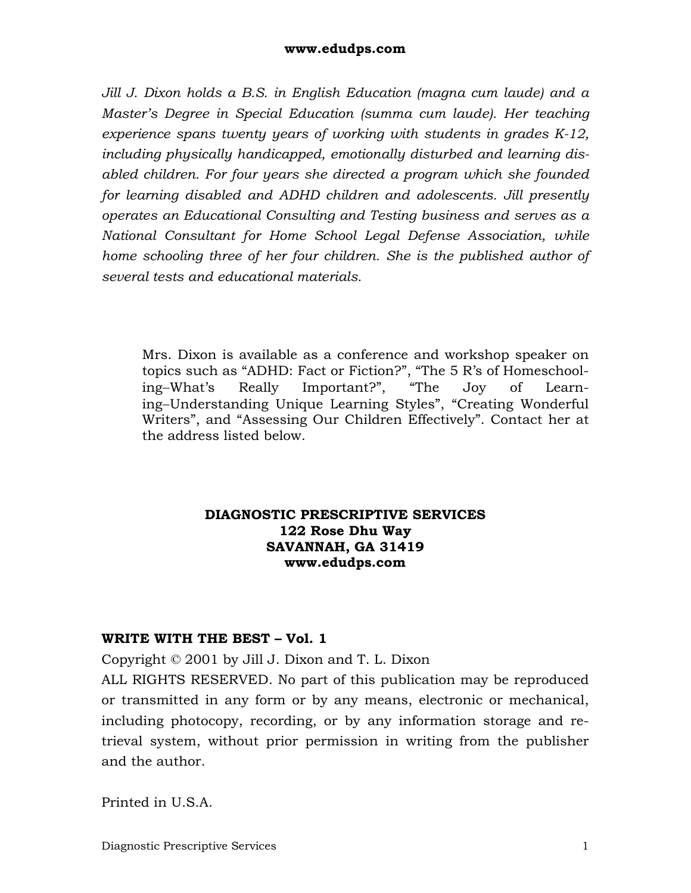*Jill J. Dixon holds a B.S. in English Education (magna cum laude) and a Master's Degree in Special Education (summa cum laude). Her teaching experience spans twenty years of working with students in grades K-12, including physically handicapped, emotionally disturbed and learning disabled children. For four years she directed a program which she founded for learning disabled and ADHD children and adolescents. Jill presently operates an Educational Consulting and Testing business and serves as a National Consultant for Home School Legal Defense Association, while home schooling three of her four children. She is the published author of several tests and educational materials.*

Mrs. Dixon is available as a conference and workshop speaker on topics such as "ADHD: Fact or Fiction?", "The 5 R's of Homeschooling–What's Really Important?", "The Joy of Learning–Understanding Unique Learning Styles", "Creating Wonderful Writers", and "Assessing Our Children Effectively". Contact her at the address listed below.

**DIAGNOSTIC PRESCRIPTIVE SERVICES**
**122 Rose Dhu Way**
**SAVANNAH, GA 31419**
**www.edudps.com**

**WRITE WITH THE BEST – Vol. 1**

Copyright © 2001 by Jill J. Dixon and T. L. Dixon

ALL RIGHTS RESERVED. No part of this publication may be reproduced or transmitted in any form or by any means, electronic or mechanical, including photocopy, recording, or by any information storage and retrieval system, without prior permission in writing from the publisher and the author.

Printed in U.S.A.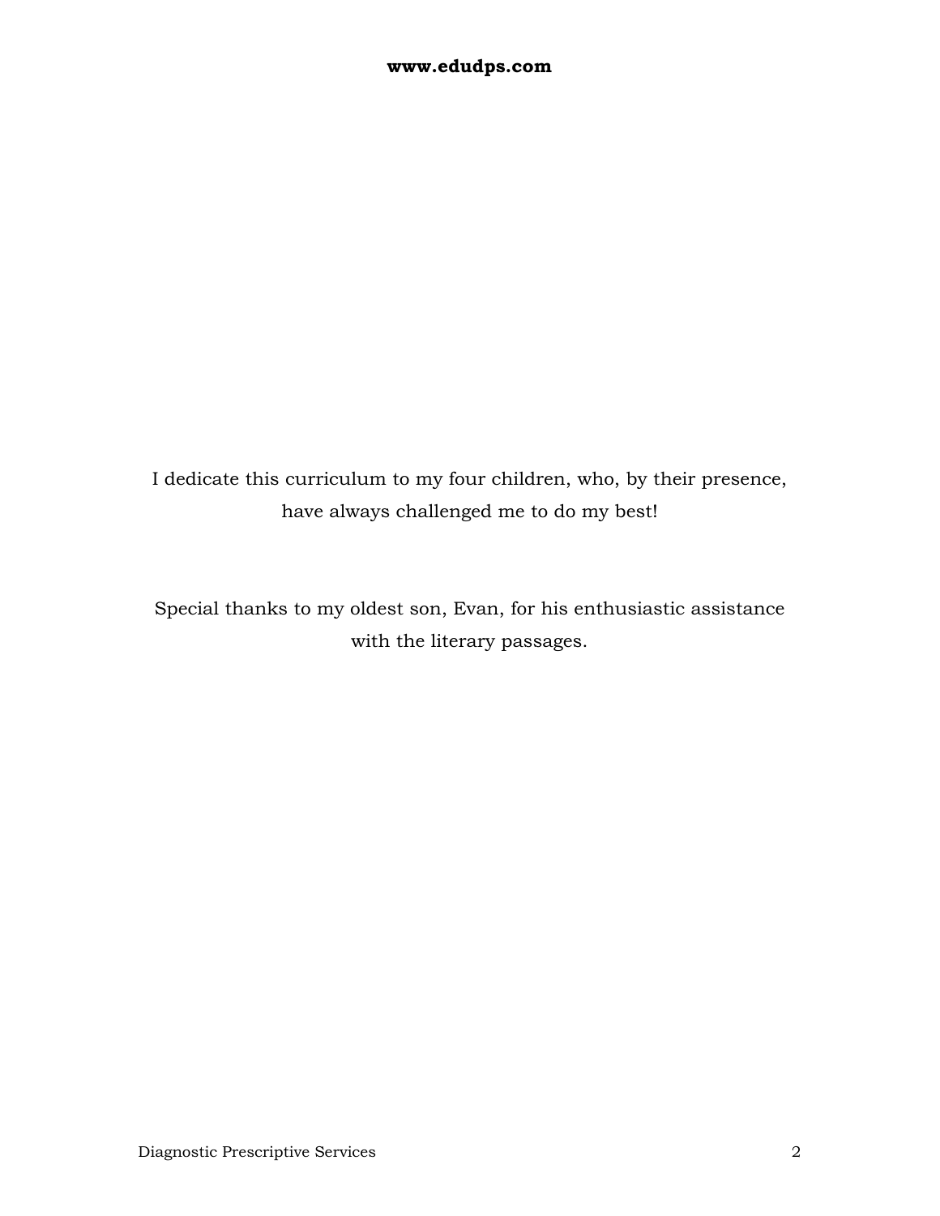I dedicate this curriculum to my four children, who, by their presence, have always challenged me to do my best!

Special thanks to my oldest son, Evan, for his enthusiastic assistance with the literary passages.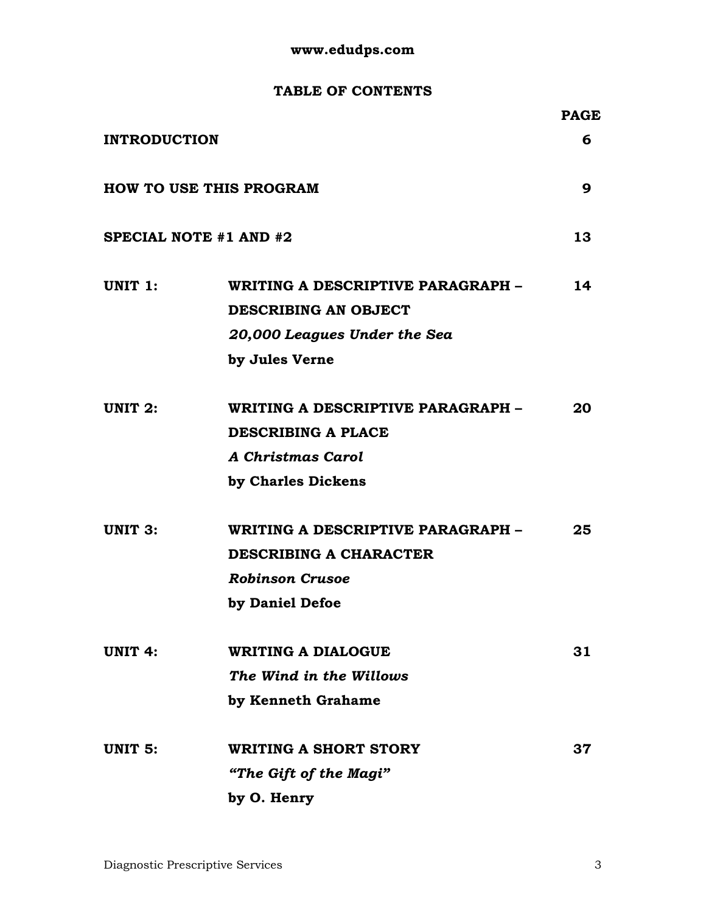**www.edudps.com**

## TABLE OF CONTENTS

| | | PAGE |
|---|---|---|
| **INTRODUCTION** | | **6** |
| **HOW TO USE THIS PROGRAM** | | **9** |
| **SPECIAL NOTE #1 AND #2** | | **13** |
| **UNIT 1:** | **WRITING A DESCRIPTIVE PARAGRAPH – DESCRIBING AN OBJECT** ***20,000 Leagues Under the Sea*** **by Jules Verne** | **14** |
| **UNIT 2:** | **WRITING A DESCRIPTIVE PARAGRAPH – DESCRIBING A PLACE** ***A Christmas Carol*** **by Charles Dickens** | **20** |
| **UNIT 3:** | **WRITING A DESCRIPTIVE PARAGRAPH – DESCRIBING A CHARACTER** ***Robinson Crusoe*** **by Daniel Defoe** | **25** |
| **UNIT 4:** | **WRITING A DIALOGUE** ***The Wind in the Willows*** **by Kenneth Grahame** | **31** |
| **UNIT 5:** | **WRITING A SHORT STORY** ***"The Gift of the Magi"*** **by O. Henry** | **37** |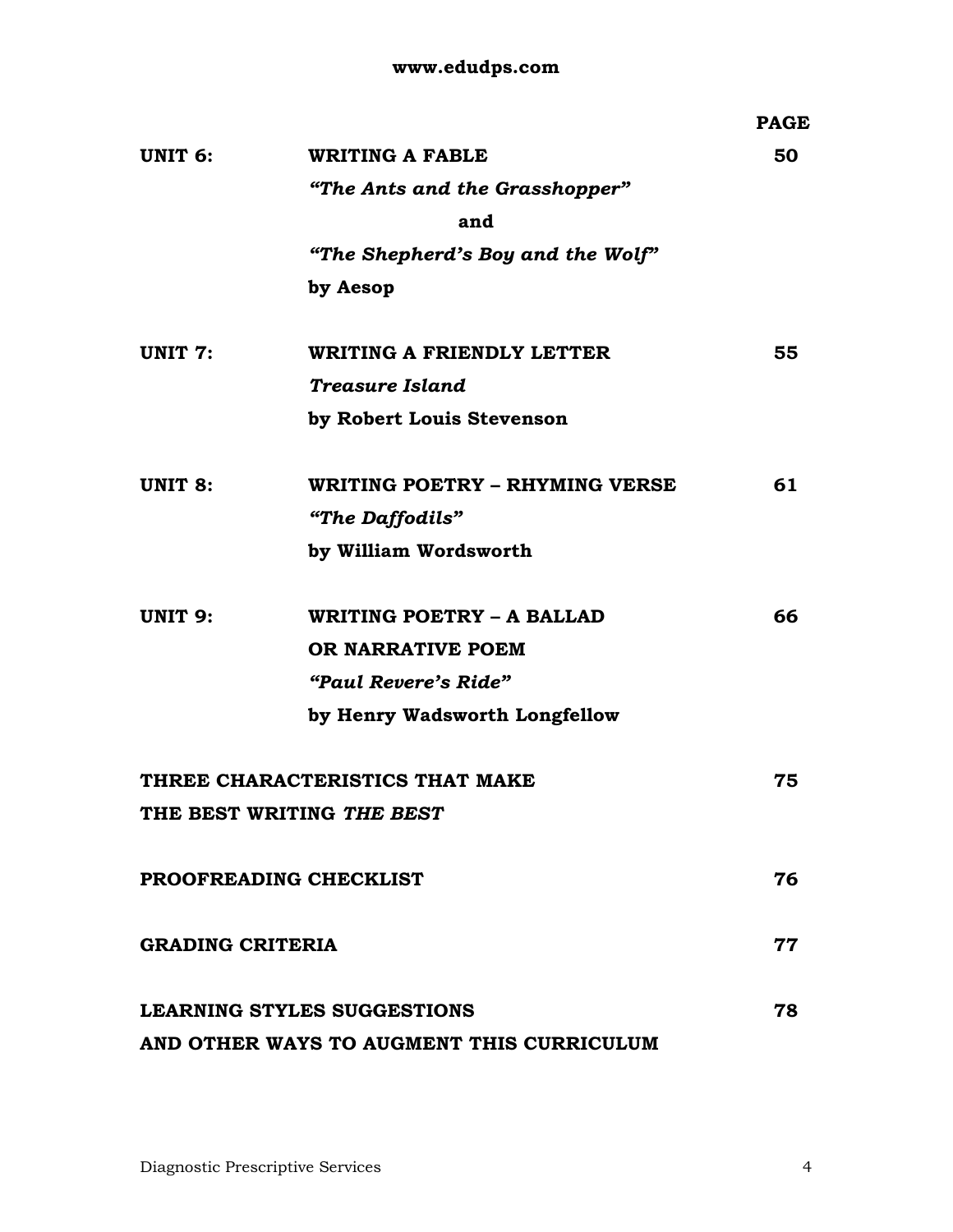| | | PAGE |
|---|---|---|
| **UNIT 6:** | **WRITING A FABLE** | **50** |
| | ***"The Ants and the Grasshopper"*** | |
| | **and** | |
| | ***"The Shepherd's Boy and the Wolf"*** | |
| | **by Aesop** | |
| **UNIT 7:** | **WRITING A FRIENDLY LETTER** | **55** |
| | ***Treasure Island*** | |
| | **by Robert Louis Stevenson** | |
| **UNIT 8:** | **WRITING POETRY – RHYMING VERSE** | **61** |
| | ***"The Daffodils"*** | |
| | **by William Wordsworth** | |
| **UNIT 9:** | **WRITING POETRY – A BALLAD OR NARRATIVE POEM** | **66** |
| | ***"Paul Revere's Ride"*** | |
| | **by Henry Wadsworth Longfellow** | |
| **THREE CHARACTERISTICS THAT MAKE THE BEST WRITING *THE BEST*** | | **75** |
| **PROOFREADING CHECKLIST** | | **76** |
| **GRADING CRITERIA** | | **77** |
| **LEARNING STYLES SUGGESTIONS AND OTHER WAYS TO AUGMENT THIS CURRICULUM** | | **78** |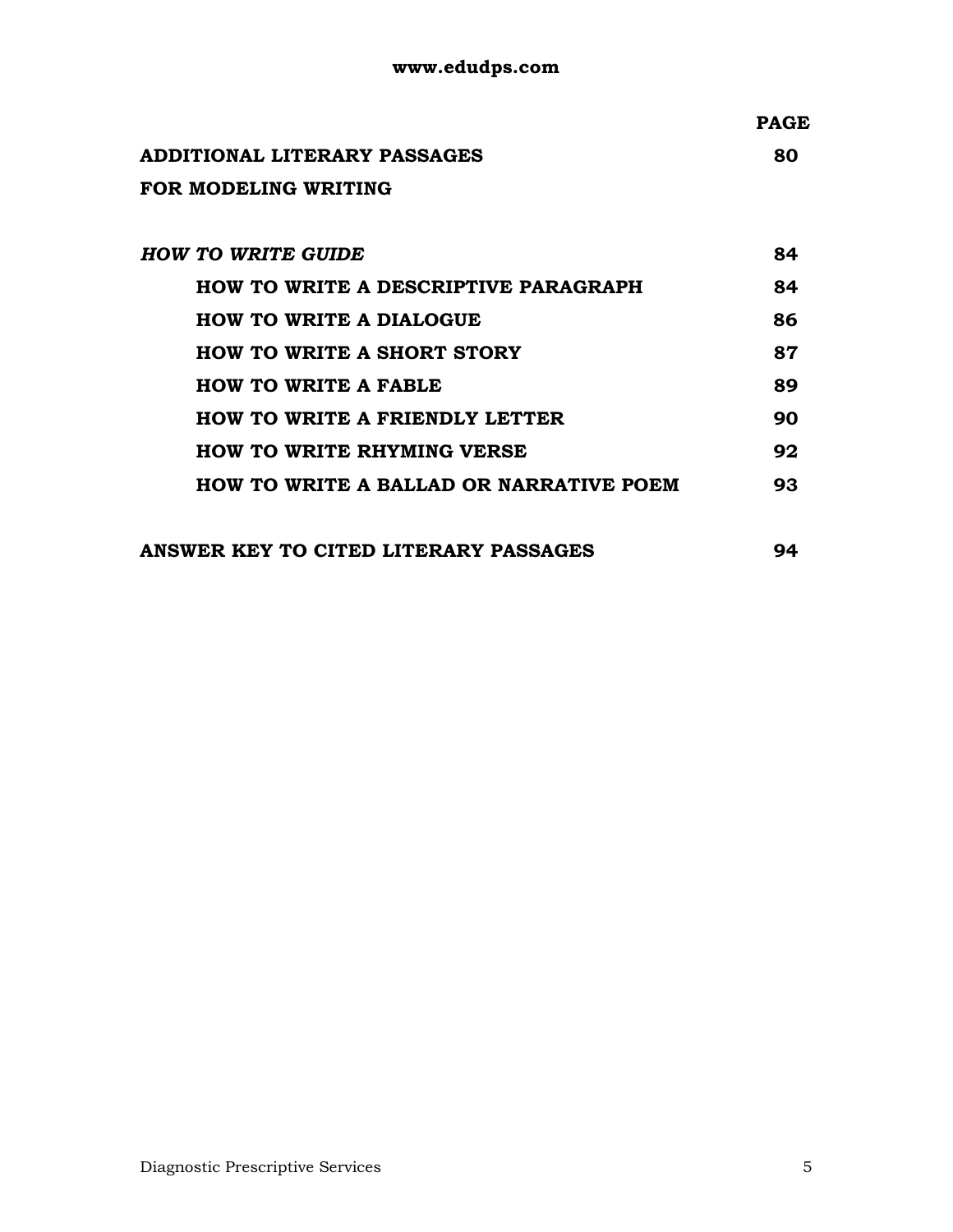| | PAGE |
| --- | --- |
| **ADDITIONAL LITERARY PASSAGES FOR MODELING WRITING** | **80** |
| ***HOW TO WRITE GUIDE*** | **84** |
| **HOW TO WRITE A DESCRIPTIVE PARAGRAPH** | **84** |
| **HOW TO WRITE A DIALOGUE** | **86** |
| **HOW TO WRITE A SHORT STORY** | **87** |
| **HOW TO WRITE A FABLE** | **89** |
| **HOW TO WRITE A FRIENDLY LETTER** | **90** |
| **HOW TO WRITE RHYMING VERSE** | **92** |
| **HOW TO WRITE A BALLAD OR NARRATIVE POEM** | **93** |
| **ANSWER KEY TO CITED LITERARY PASSAGES** | **94** |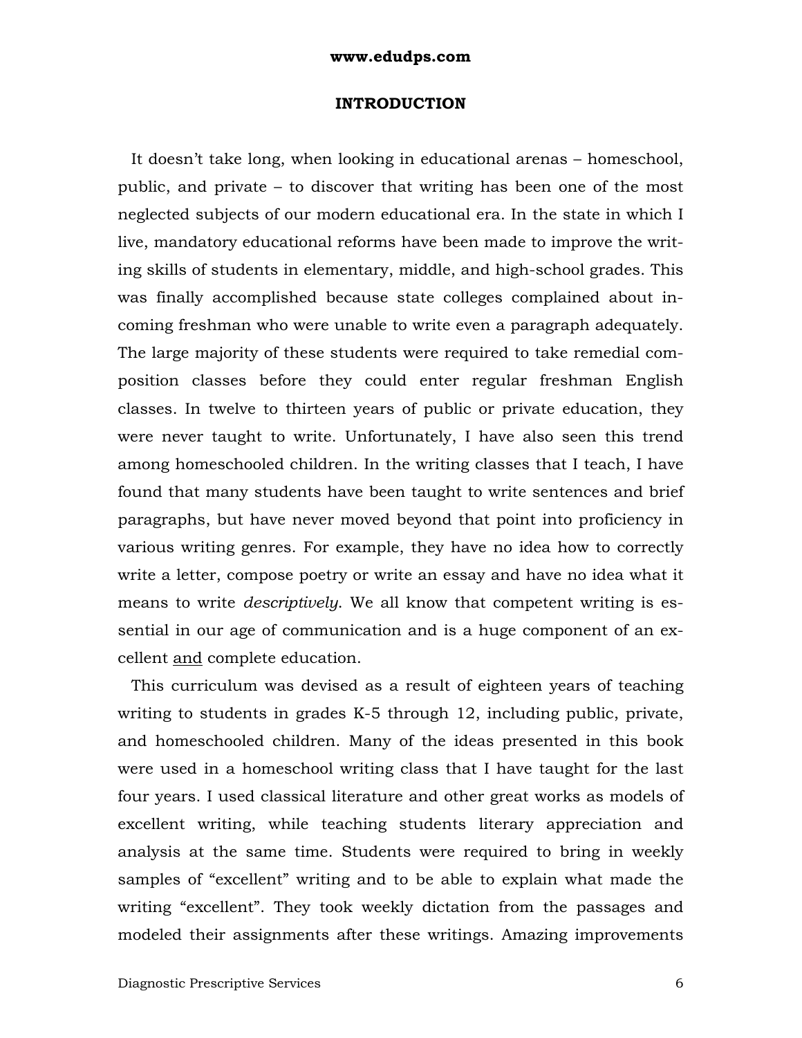# INTRODUCTION

It doesn't take long, when looking in educational arenas – homeschool, public, and private – to discover that writing has been one of the most neglected subjects of our modern educational era. In the state in which I live, mandatory educational reforms have been made to improve the writing skills of students in elementary, middle, and high-school grades. This was finally accomplished because state colleges complained about incoming freshman who were unable to write even a paragraph adequately. The large majority of these students were required to take remedial composition classes before they could enter regular freshman English classes. In twelve to thirteen years of public or private education, they were never taught to write. Unfortunately, I have also seen this trend among homeschooled children. In the writing classes that I teach, I have found that many students have been taught to write sentences and brief paragraphs, but have never moved beyond that point into proficiency in various writing genres. For example, they have no idea how to correctly write a letter, compose poetry or write an essay and have no idea what it means to write *descriptively*. We all know that competent writing is essential in our age of communication and is a huge component of an excellent <u>and</u> complete education.

This curriculum was devised as a result of eighteen years of teaching writing to students in grades K-5 through 12, including public, private, and homeschooled children. Many of the ideas presented in this book were used in a homeschool writing class that I have taught for the last four years. I used classical literature and other great works as models of excellent writing, while teaching students literary appreciation and analysis at the same time. Students were required to bring in weekly samples of "excellent" writing and to be able to explain what made the writing "excellent". They took weekly dictation from the passages and modeled their assignments after these writings. Amazing improvements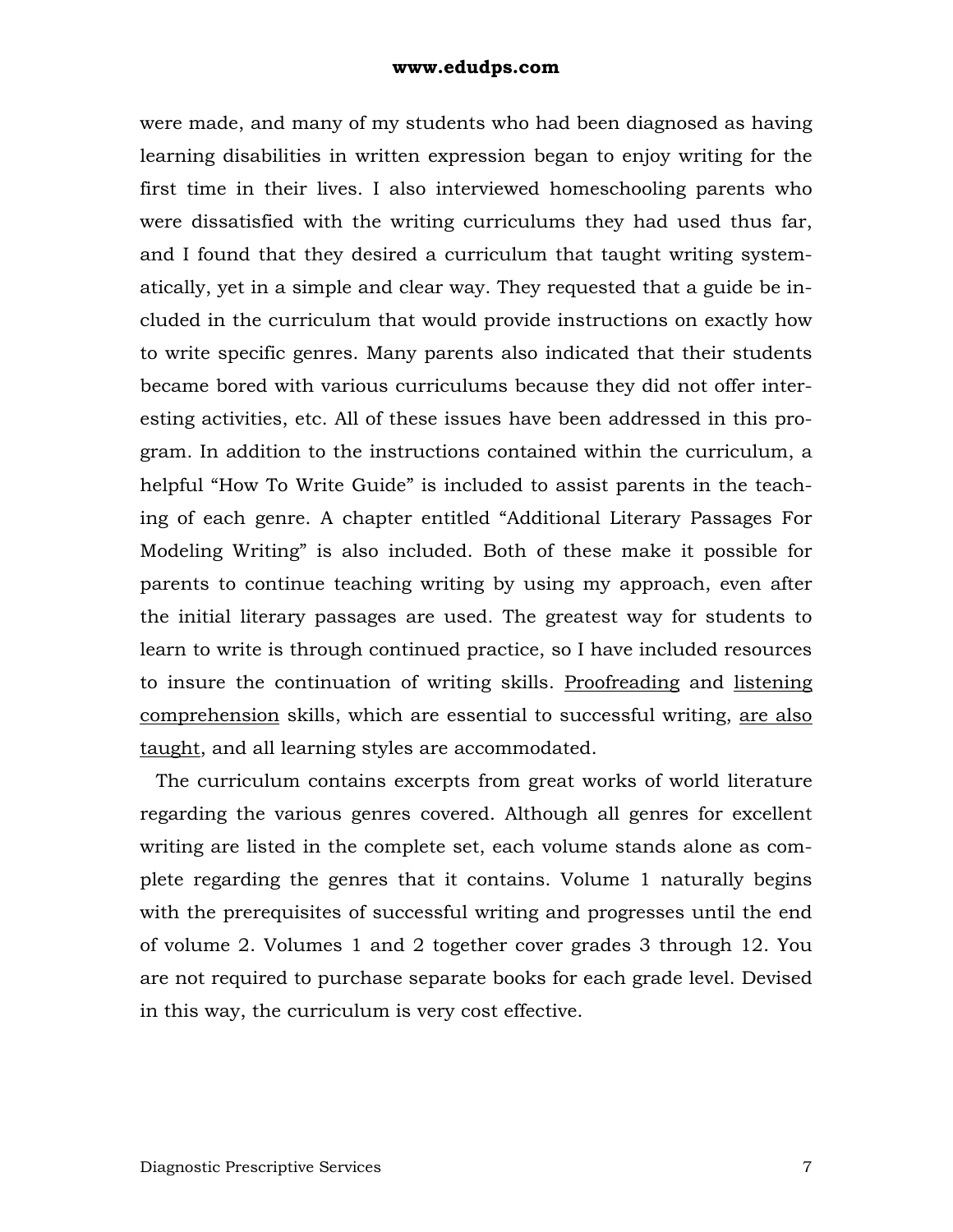were made, and many of my students who had been diagnosed as having learning disabilities in written expression began to enjoy writing for the first time in their lives. I also interviewed homeschooling parents who were dissatisfied with the writing curriculums they had used thus far, and I found that they desired a curriculum that taught writing systematically, yet in a simple and clear way. They requested that a guide be included in the curriculum that would provide instructions on exactly how to write specific genres. Many parents also indicated that their students became bored with various curriculums because they did not offer interesting activities, etc. All of these issues have been addressed in this program. In addition to the instructions contained within the curriculum, a helpful "How To Write Guide" is included to assist parents in the teaching of each genre. A chapter entitled "Additional Literary Passages For Modeling Writing" is also included. Both of these make it possible for parents to continue teaching writing by using my approach, even after the initial literary passages are used. The greatest way for students to learn to write is through continued practice, so I have included resources to insure the continuation of writing skills. <u>Proofreading</u> and <u>listening comprehension</u> skills, which are essential to successful writing, <u>are also taught</u>, and all learning styles are accommodated.

The curriculum contains excerpts from great works of world literature regarding the various genres covered. Although all genres for excellent writing are listed in the complete set, each volume stands alone as complete regarding the genres that it contains. Volume 1 naturally begins with the prerequisites of successful writing and progresses until the end of volume 2. Volumes 1 and 2 together cover grades 3 through 12. You are not required to purchase separate books for each grade level. Devised in this way, the curriculum is very cost effective.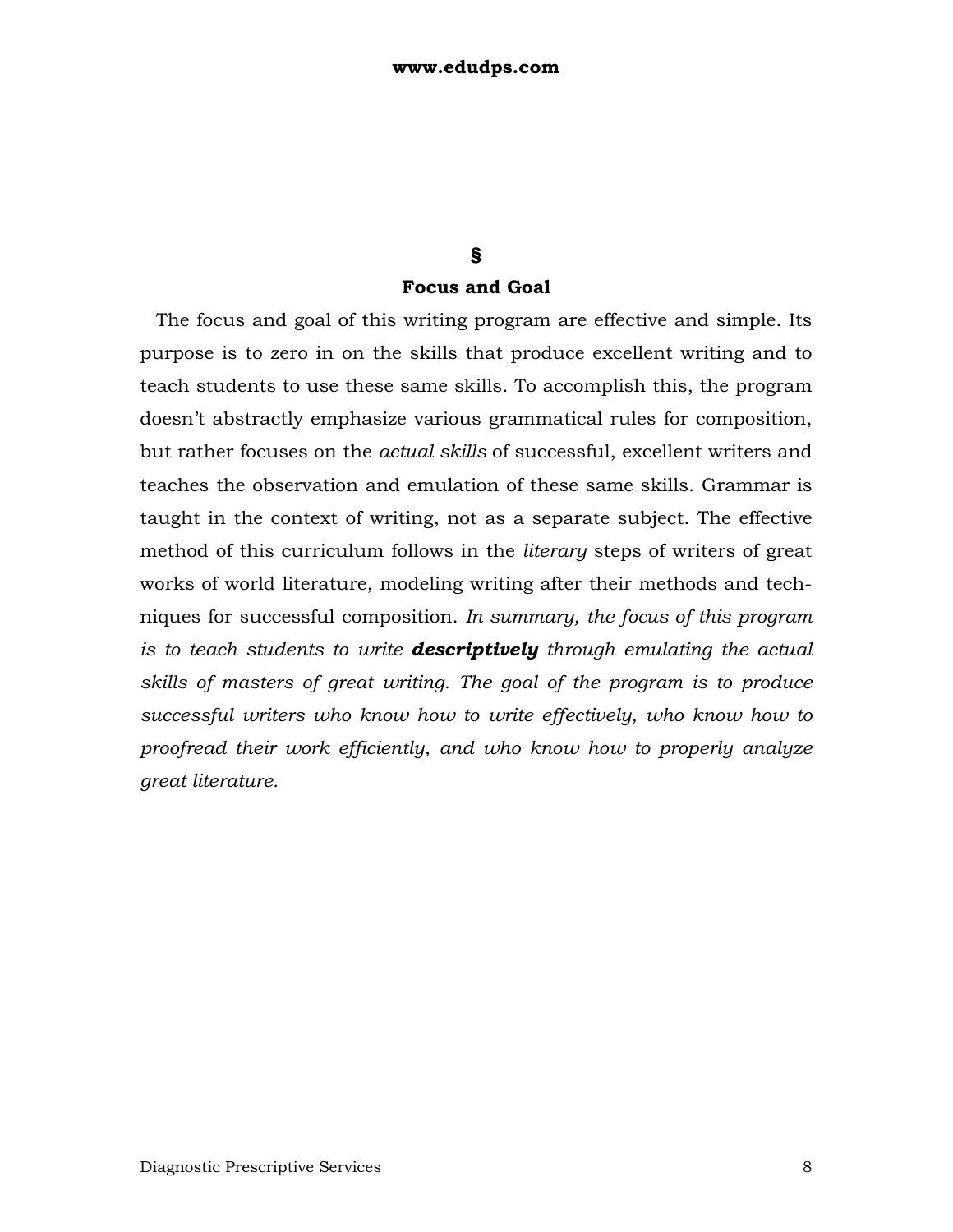§

## Focus and Goal

The focus and goal of this writing program are effective and simple. Its purpose is to zero in on the skills that produce excellent writing and to teach students to use these same skills. To accomplish this, the program doesn't abstractly emphasize various grammatical rules for composition, but rather focuses on the *actual skills* of successful, excellent writers and teaches the observation and emulation of these same skills. Grammar is taught in the context of writing, not as a separate subject. The effective method of this curriculum follows in the *literary* steps of writers of great works of world literature, modeling writing after their methods and techniques for successful composition. *In summary, the focus of this program is to teach students to write* ***descriptively*** *through emulating the actual skills of masters of great writing. The goal of the program is to produce successful writers who know how to write effectively, who know how to proofread their work efficiently, and who know how to properly analyze great literature.*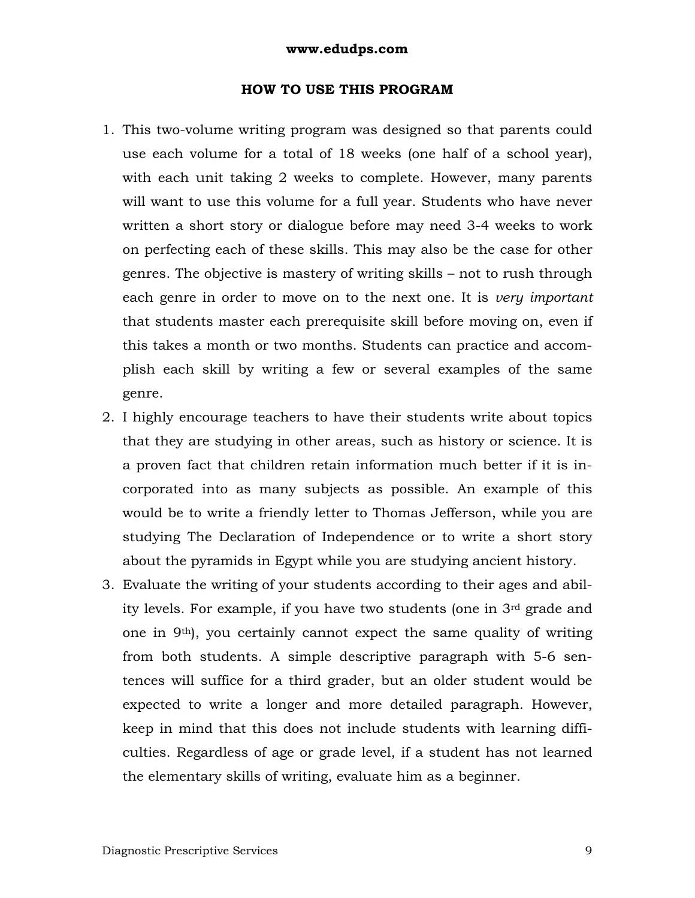## HOW TO USE THIS PROGRAM

1. This two-volume writing program was designed so that parents could use each volume for a total of 18 weeks (one half of a school year), with each unit taking 2 weeks to complete. However, many parents will want to use this volume for a full year. Students who have never written a short story or dialogue before may need 3-4 weeks to work on perfecting each of these skills. This may also be the case for other genres. The objective is mastery of writing skills – not to rush through each genre in order to move on to the next one. It is *very important* that students master each prerequisite skill before moving on, even if this takes a month or two months. Students can practice and accomplish each skill by writing a few or several examples of the same genre.
2. I highly encourage teachers to have their students write about topics that they are studying in other areas, such as history or science. It is a proven fact that children retain information much better if it is incorporated into as many subjects as possible. An example of this would be to write a friendly letter to Thomas Jefferson, while you are studying The Declaration of Independence or to write a short story about the pyramids in Egypt while you are studying ancient history.
3. Evaluate the writing of your students according to their ages and ability levels. For example, if you have two students (one in 3rd grade and one in 9th), you certainly cannot expect the same quality of writing from both students. A simple descriptive paragraph with 5-6 sentences will suffice for a third grader, but an older student would be expected to write a longer and more detailed paragraph. However, keep in mind that this does not include students with learning difficulties. Regardless of age or grade level, if a student has not learned the elementary skills of writing, evaluate him as a beginner.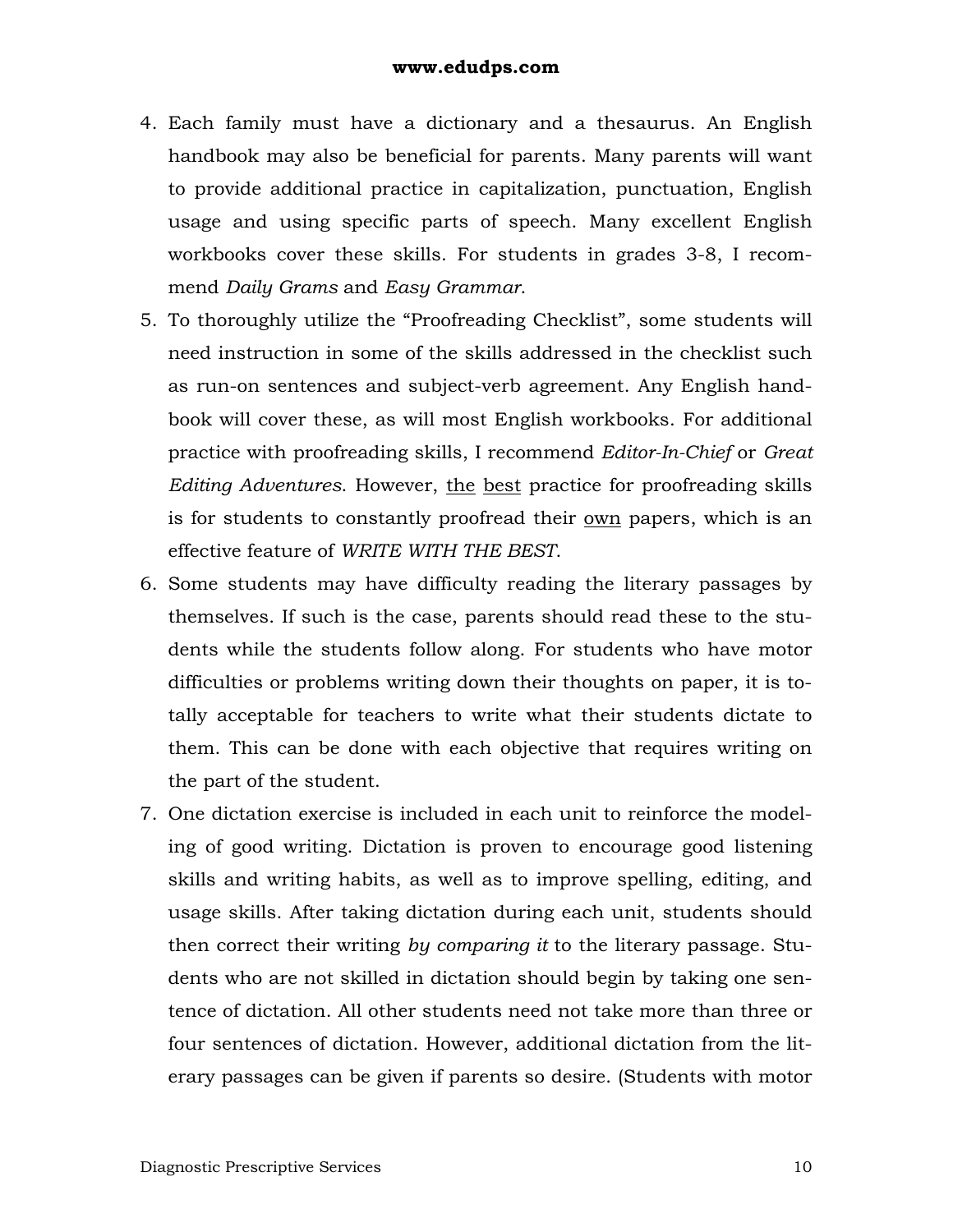4. Each family must have a dictionary and a thesaurus. An English handbook may also be beneficial for parents. Many parents will want to provide additional practice in capitalization, punctuation, English usage and using specific parts of speech. Many excellent English workbooks cover these skills. For students in grades 3-8, I recommend *Daily Grams* and *Easy Grammar*.
5. To thoroughly utilize the "Proofreading Checklist", some students will need instruction in some of the skills addressed in the checklist such as run-on sentences and subject-verb agreement. Any English handbook will cover these, as will most English workbooks. For additional practice with proofreading skills, I recommend *Editor-In-Chief* or *Great Editing Adventures*. However, <u>the</u> <u>best</u> practice for proofreading skills is for students to constantly proofread their <u>own</u> papers, which is an effective feature of *WRITE WITH THE BEST*.
6. Some students may have difficulty reading the literary passages by themselves. If such is the case, parents should read these to the students while the students follow along. For students who have motor difficulties or problems writing down their thoughts on paper, it is totally acceptable for teachers to write what their students dictate to them. This can be done with each objective that requires writing on the part of the student.
7. One dictation exercise is included in each unit to reinforce the modeling of good writing. Dictation is proven to encourage good listening skills and writing habits, as well as to improve spelling, editing, and usage skills. After taking dictation during each unit, students should then correct their writing *by comparing it* to the literary passage. Students who are not skilled in dictation should begin by taking one sentence of dictation. All other students need not take more than three or four sentences of dictation. However, additional dictation from the literary passages can be given if parents so desire. (Students with motor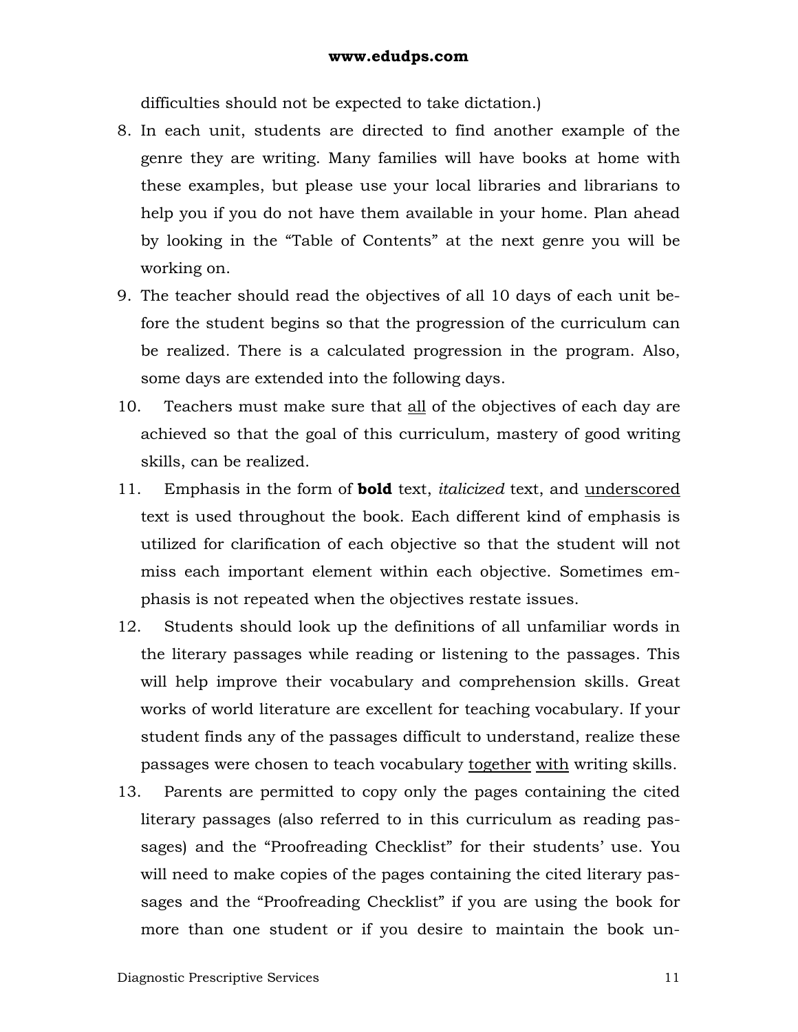difficulties should not be expected to take dictation.)

8. In each unit, students are directed to find another example of the genre they are writing. Many families will have books at home with these examples, but please use your local libraries and librarians to help you if you do not have them available in your home. Plan ahead by looking in the "Table of Contents" at the next genre you will be working on.
9. The teacher should read the objectives of all 10 days of each unit before the student begins so that the progression of the curriculum can be realized. There is a calculated progression in the program. Also, some days are extended into the following days.
10. Teachers must make sure that <u>all</u> of the objectives of each day are achieved so that the goal of this curriculum, mastery of good writing skills, can be realized.
11. Emphasis in the form of **bold** text, *italicized* text, and <u>underscored</u> text is used throughout the book. Each different kind of emphasis is utilized for clarification of each objective so that the student will not miss each important element within each objective. Sometimes emphasis is not repeated when the objectives restate issues.
12. Students should look up the definitions of all unfamiliar words in the literary passages while reading or listening to the passages. This will help improve their vocabulary and comprehension skills. Great works of world literature are excellent for teaching vocabulary. If your student finds any of the passages difficult to understand, realize these passages were chosen to teach vocabulary <u>together</u> <u>with</u> writing skills.
13. Parents are permitted to copy only the pages containing the cited literary passages (also referred to in this curriculum as reading passages) and the "Proofreading Checklist" for their students' use. You will need to make copies of the pages containing the cited literary passages and the "Proofreading Checklist" if you are using the book for more than one student or if you desire to maintain the book un-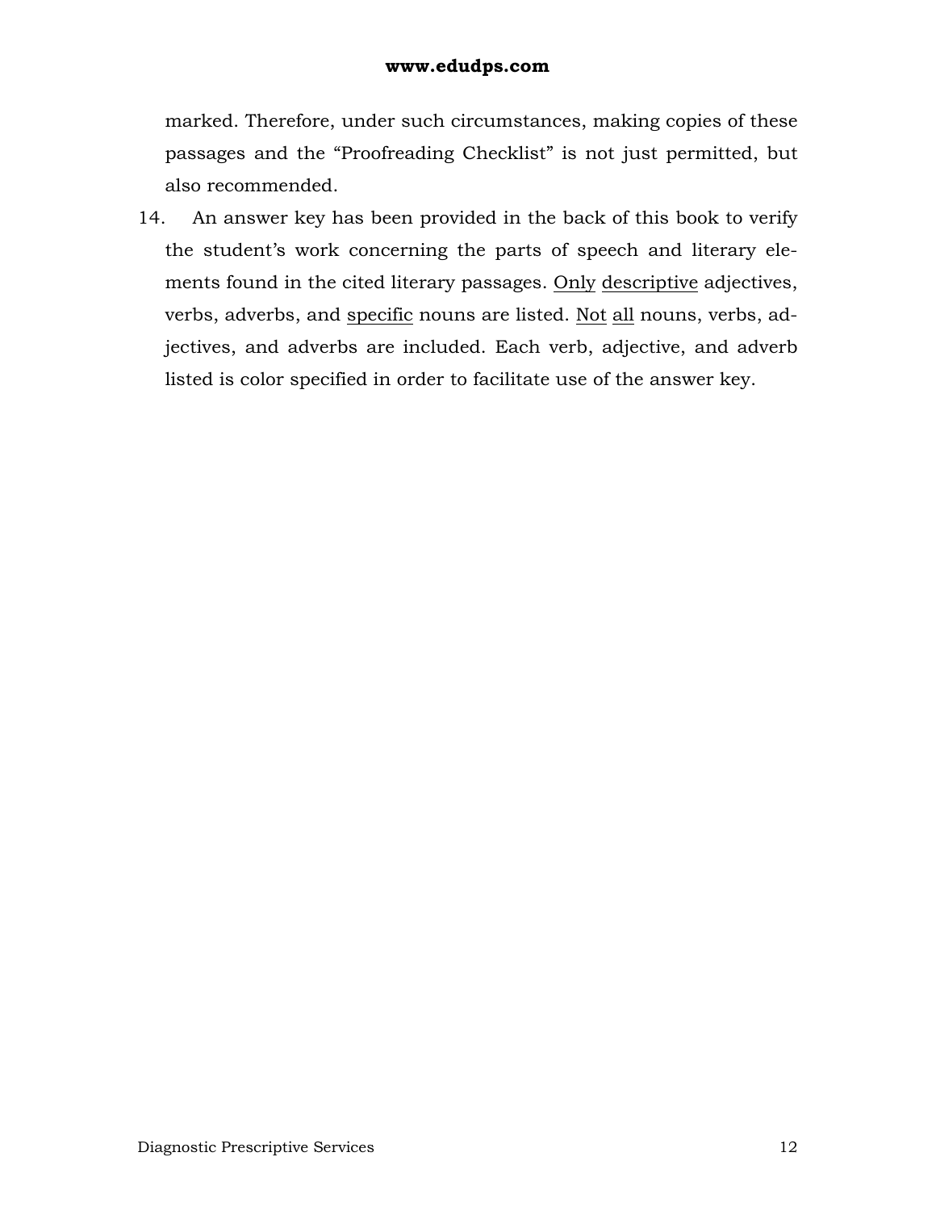marked. Therefore, under such circumstances, making copies of these passages and the "Proofreading Checklist" is not just permitted, but also recommended.

14. An answer key has been provided in the back of this book to verify the student's work concerning the parts of speech and literary elements found in the cited literary passages. <u>Only</u> <u>descriptive</u> adjectives, verbs, adverbs, and <u>specific</u> nouns are listed. <u>Not</u> <u>all</u> nouns, verbs, adjectives, and adverbs are included. Each verb, adjective, and adverb listed is color specified in order to facilitate use of the answer key.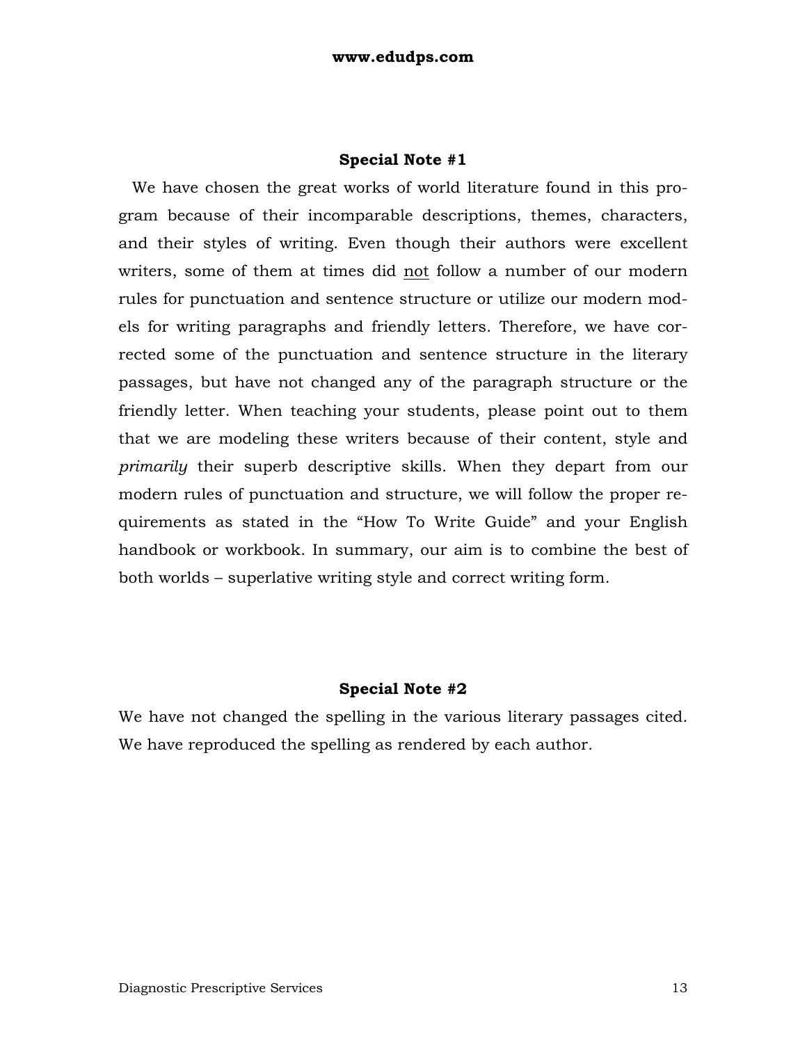## Special Note #1

We have chosen the great works of world literature found in this program because of their incomparable descriptions, themes, characters, and their styles of writing. Even though their authors were excellent writers, some of them at times did <u>not</u> follow a number of our modern rules for punctuation and sentence structure or utilize our modern models for writing paragraphs and friendly letters. Therefore, we have corrected some of the punctuation and sentence structure in the literary passages, but have not changed any of the paragraph structure or the friendly letter. When teaching your students, please point out to them that we are modeling these writers because of their content, style and *primarily* their superb descriptive skills. When they depart from our modern rules of punctuation and structure, we will follow the proper requirements as stated in the "How To Write Guide" and your English handbook or workbook. In summary, our aim is to combine the best of both worlds – superlative writing style and correct writing form.

## Special Note #2

We have not changed the spelling in the various literary passages cited. We have reproduced the spelling as rendered by each author.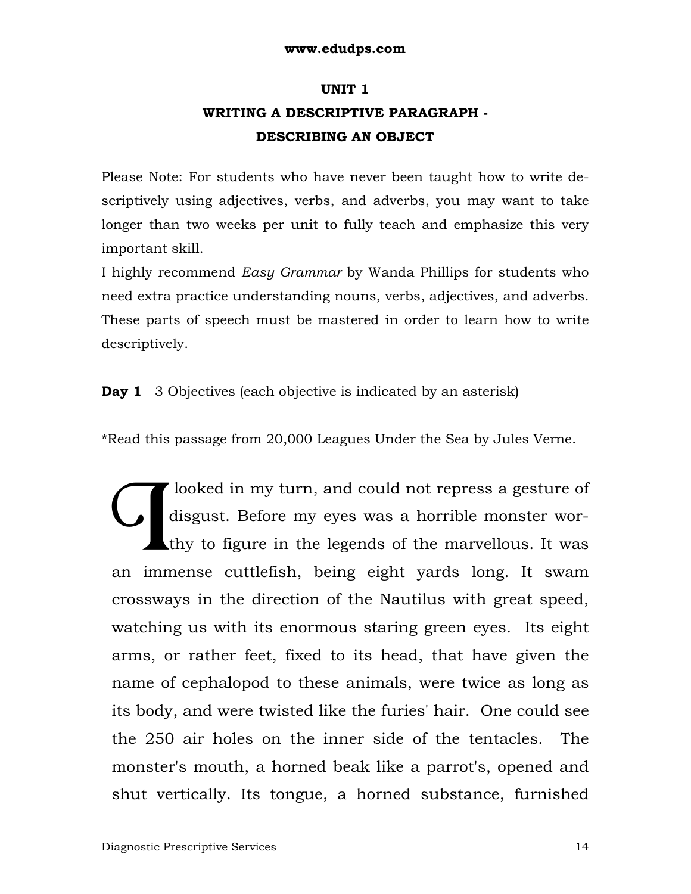www.edudps.com

# UNIT 1
## WRITING A DESCRIPTIVE PARAGRAPH - DESCRIBING AN OBJECT

Please Note: For students who have never been taught how to write descriptively using adjectives, verbs, and adverbs, you may want to take longer than two weeks per unit to fully teach and emphasize this very important skill.

I highly recommend *Easy Grammar* by Wanda Phillips for students who need extra practice understanding nouns, verbs, adjectives, and adverbs. These parts of speech must be mastered in order to learn how to write descriptively.

**Day 1** 3 Objectives (each objective is indicated by an asterisk)

*Read this passage from 20,000 Leagues Under the Sea by Jules Verne.

I looked in my turn, and could not repress a gesture of disgust. Before my eyes was a horrible monster worthy to figure in the legends of the marvellous. It was an immense cuttlefish, being eight yards long. It swam crossways in the direction of the Nautilus with great speed, watching us with its enormous staring green eyes. Its eight arms, or rather feet, fixed to its head, that have given the name of cephalopod to these animals, were twice as long as its body, and were twisted like the furies' hair. One could see the 250 air holes on the inner side of the tentacles. The monster's mouth, a horned beak like a parrot's, opened and shut vertically. Its tongue, a horned substance, furnished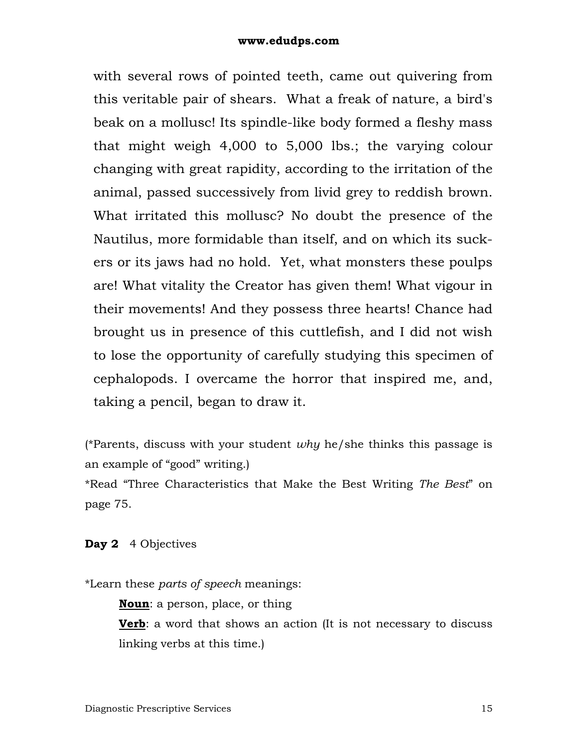with several rows of pointed teeth, came out quivering from this veritable pair of shears. What a freak of nature, a bird's beak on a mollusc! Its spindle-like body formed a fleshy mass that might weigh 4,000 to 5,000 lbs.; the varying colour changing with great rapidity, according to the irritation of the animal, passed successively from livid grey to reddish brown. What irritated this mollusc? No doubt the presence of the Nautilus, more formidable than itself, and on which its suckers or its jaws had no hold. Yet, what monsters these poulps are! What vitality the Creator has given them! What vigour in their movements! And they possess three hearts! Chance had brought us in presence of this cuttlefish, and I did not wish to lose the opportunity of carefully studying this specimen of cephalopods. I overcame the horror that inspired me, and, taking a pencil, began to draw it.

(*Parents, discuss with your student *why* he/she thinks this passage is an example of "good" writing.)

*Read "Three Characteristics that Make the Best Writing *The Best*" on page 75.

**Day 2** 4 Objectives

*Learn these *parts of speech* meanings:

**<u>Noun</u>**: a person, place, or thing

**<u>Verb</u>**: a word that shows an action (It is not necessary to discuss linking verbs at this time.)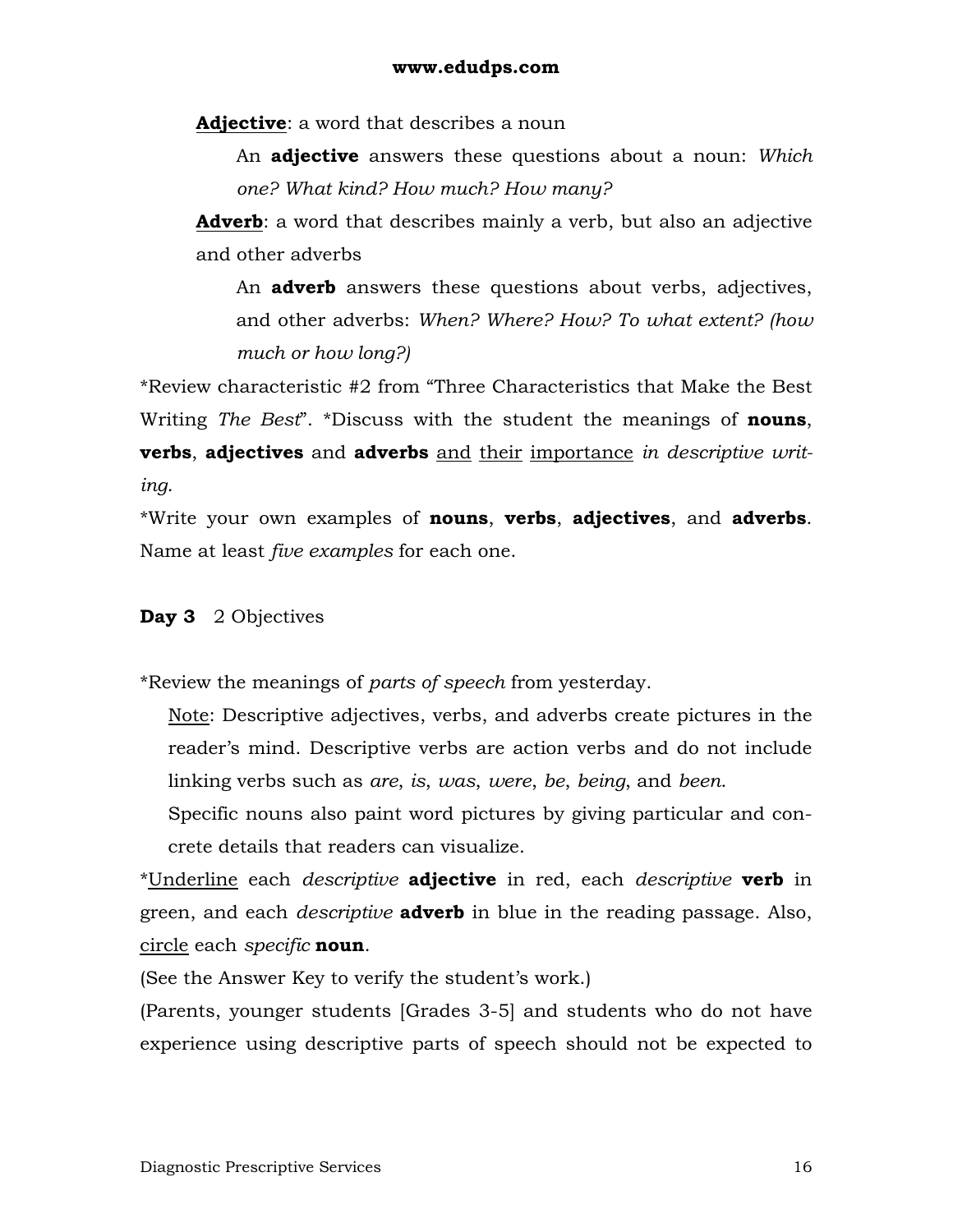**<u>Adjective</u>**: a word that describes a noun

An **adjective** answers these questions about a noun: *Which one? What kind? How much? How many?*

**<u>Adverb</u>**: a word that describes mainly a verb, but also an adjective and other adverbs

An **adverb** answers these questions about verbs, adjectives, and other adverbs: *When? Where? How? To what extent? (how much or how long?)*

*Review characteristic #2 from "Three Characteristics that Make the Best Writing *The Best*". *Discuss with the student the meanings of **nouns**, **verbs**, **adjectives** and **adverbs** <u>and</u> <u>their</u> <u>importance</u> *in descriptive writing.*

*Write your own examples of **nouns**, **verbs**, **adjectives**, and **adverbs**. Name at least *five examples* for each one.

**Day 3** 2 Objectives

*Review the meanings of *parts of speech* from yesterday.

<u>Note</u>: Descriptive adjectives, verbs, and adverbs create pictures in the reader's mind. Descriptive verbs are action verbs and do not include linking verbs such as *are*, *is*, *was*, *were*, *be*, *being*, and *been*.

Specific nouns also paint word pictures by giving particular and concrete details that readers can visualize.

*<u>Underline</u> each *descriptive* **adjective** in red, each *descriptive* **verb** in green, and each *descriptive* **adverb** in blue in the reading passage. Also, <u>circle</u> each *specific* **noun**.

(See the Answer Key to verify the student's work.)

(Parents, younger students [Grades 3-5] and students who do not have experience using descriptive parts of speech should not be expected to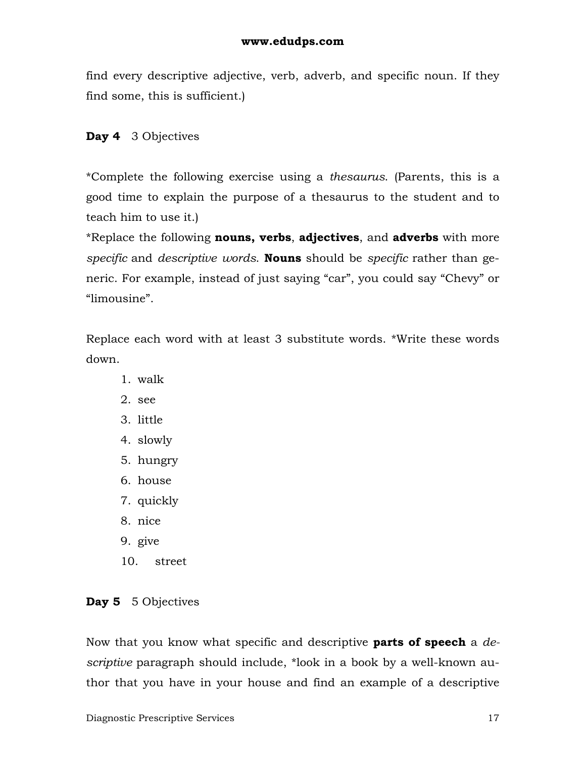find every descriptive adjective, verb, adverb, and specific noun. If they find some, this is sufficient.)

**Day 4** 3 Objectives

*Complete the following exercise using a *thesaurus*. (Parents, this is a good time to explain the purpose of a thesaurus to the student and to teach him to use it.)

*Replace the following **nouns, verbs**, **adjectives**, and **adverbs** with more *specific* and *descriptive words*. **Nouns** should be *specific* rather than generic. For example, instead of just saying "car", you could say "Chevy" or "limousine".

Replace each word with at least 3 substitute words. *Write these words down.

1. walk
2. see
3. little
4. slowly
5. hungry
6. house
7. quickly
8. nice
9. give
10. street

**Day 5** 5 Objectives

Now that you know what specific and descriptive **parts of speech** a *descriptive* paragraph should include, *look in a book by a well-known author that you have in your house and find an example of a descriptive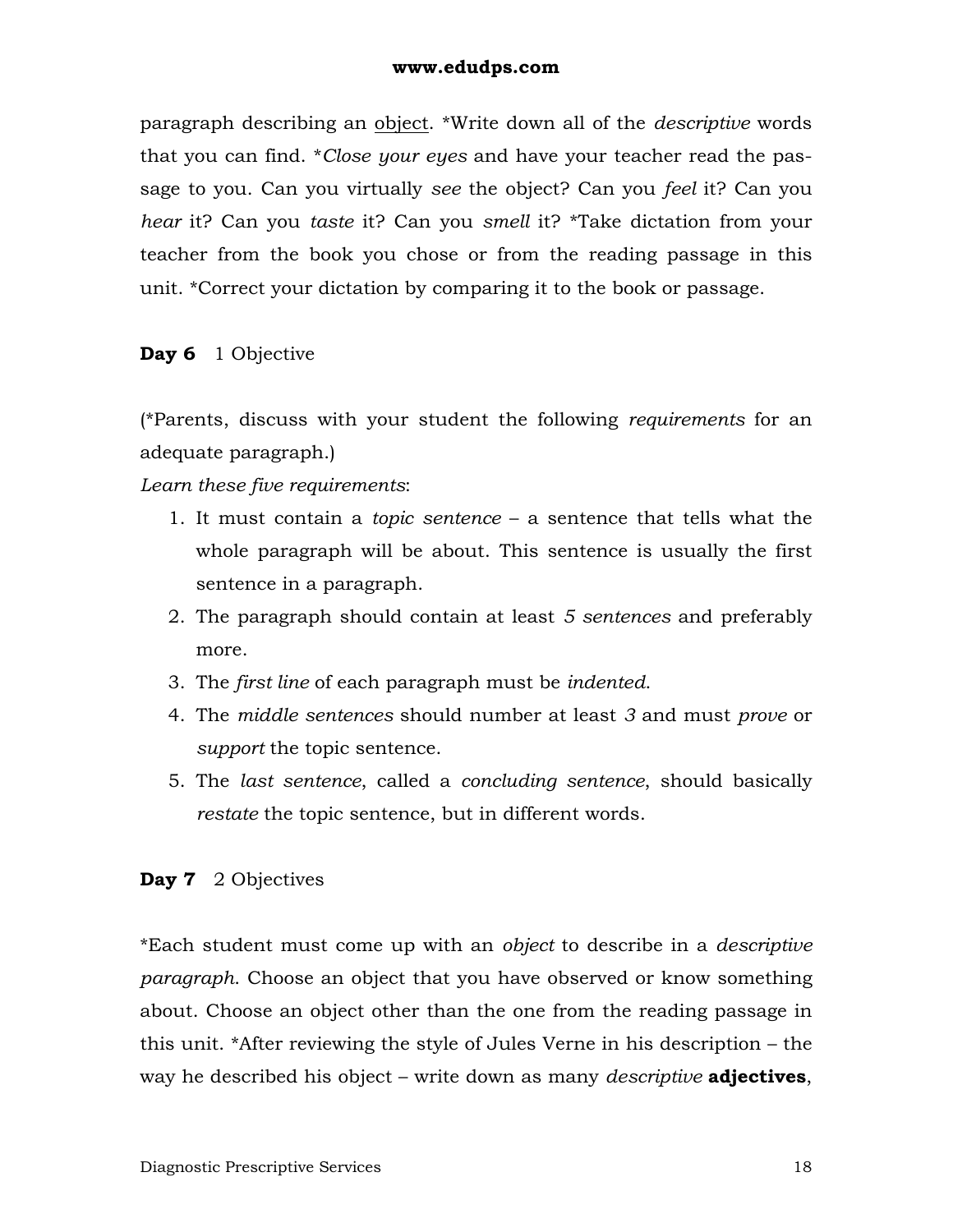paragraph describing an <u>object</u>. *Write down all of the *descriptive* words that you can find. **Close your eyes* and have your teacher read the passage to you. Can you virtually *see* the object? Can you *feel* it? Can you *hear* it? Can you *taste* it? Can you *smell* it? *Take dictation from your teacher from the book you chose or from the reading passage in this unit. *Correct your dictation by comparing it to the book or passage.

**Day 6** 1 Objective

(*Parents, discuss with your student the following *requirements* for an adequate paragraph.)

*Learn these five requirements*:

1. It must contain a *topic sentence* – a sentence that tells what the whole paragraph will be about. This sentence is usually the first sentence in a paragraph.
2. The paragraph should contain at least *5 sentences* and preferably more.
3. The *first line* of each paragraph must be *indented*.
4. The *middle sentences* should number at least *3* and must *prove* or *support* the topic sentence.
5. The *last sentence*, called a *concluding sentence*, should basically *restate* the topic sentence, but in different words.

**Day 7** 2 Objectives

*Each student must come up with an *object* to describe in a *descriptive paragraph*. Choose an object that you have observed or know something about. Choose an object other than the one from the reading passage in this unit. *After reviewing the style of Jules Verne in his description – the way he described his object – write down as many *descriptive* **adjectives**,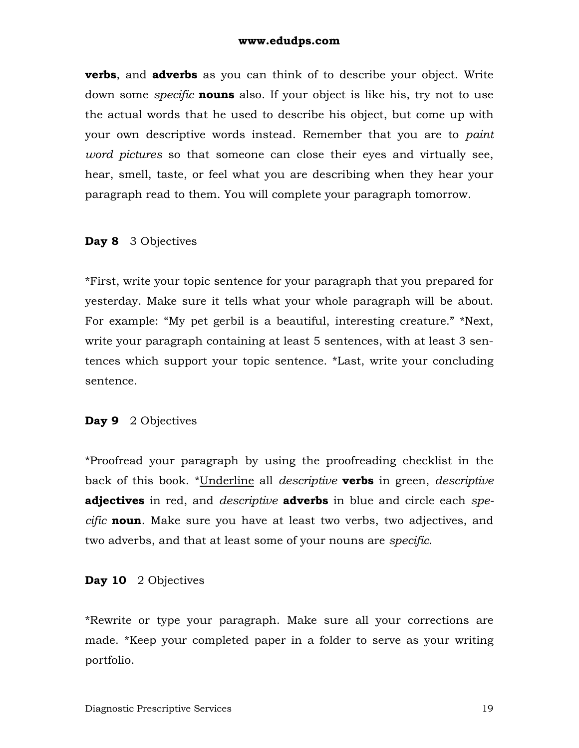**verbs**, and **adverbs** as you can think of to describe your object. Write down some *specific* **nouns** also. If your object is like his, try not to use the actual words that he used to describe his object, but come up with your own descriptive words instead. Remember that you are to *paint word pictures* so that someone can close their eyes and virtually see, hear, smell, taste, or feel what you are describing when they hear your paragraph read to them. You will complete your paragraph tomorrow.

**Day 8** 3 Objectives

*First, write your topic sentence for your paragraph that you prepared for yesterday. Make sure it tells what your whole paragraph will be about. For example: "My pet gerbil is a beautiful, interesting creature." *Next, write your paragraph containing at least 5 sentences, with at least 3 sentences which support your topic sentence. *Last, write your concluding sentence.

**Day 9** 2 Objectives

*Proofread your paragraph by using the proofreading checklist in the back of this book. *<u>Underline</u> all *descriptive* **verbs** in green, *descriptive* **adjectives** in red, and *descriptive* **adverbs** in blue and circle each *specific* **noun**. Make sure you have at least two verbs, two adjectives, and two adverbs, and that at least some of your nouns are *specific*.

**Day 10** 2 Objectives

*Rewrite or type your paragraph. Make sure all your corrections are made. *Keep your completed paper in a folder to serve as your writing portfolio.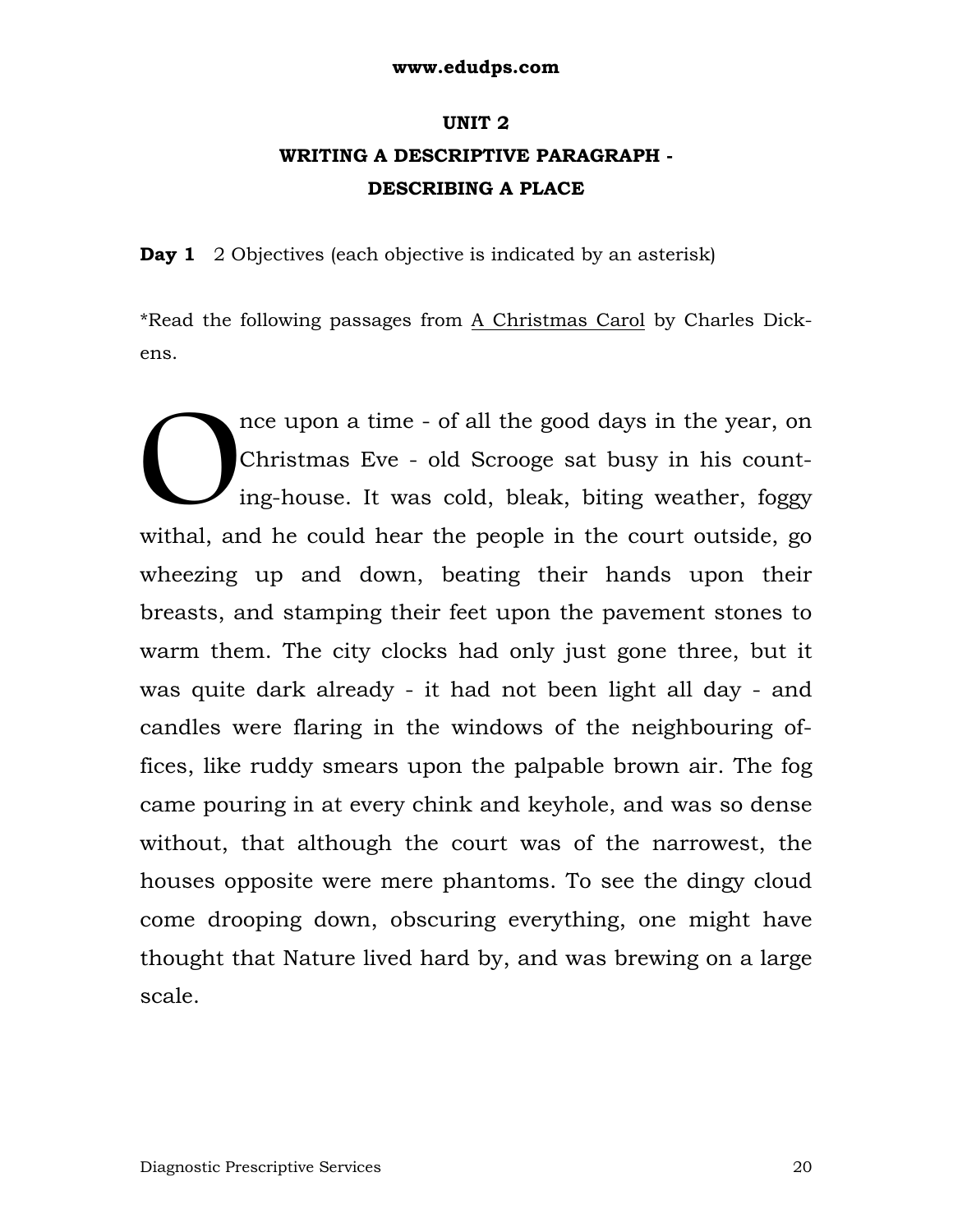# UNIT 2

## WRITING A DESCRIPTIVE PARAGRAPH - DESCRIBING A PLACE

**Day 1** 2 Objectives (each objective is indicated by an asterisk)

*Read the following passages from A Christmas Carol by Charles Dickens.

Once upon a time - of all the good days in the year, on Christmas Eve - old Scrooge sat busy in his counting-house. It was cold, bleak, biting weather, foggy withal, and he could hear the people in the court outside, go wheezing up and down, beating their hands upon their breasts, and stamping their feet upon the pavement stones to warm them. The city clocks had only just gone three, but it was quite dark already - it had not been light all day - and candles were flaring in the windows of the neighbouring offices, like ruddy smears upon the palpable brown air. The fog came pouring in at every chink and keyhole, and was so dense without, that although the court was of the narrowest, the houses opposite were mere phantoms. To see the dingy cloud come drooping down, obscuring everything, one might have thought that Nature lived hard by, and was brewing on a large scale.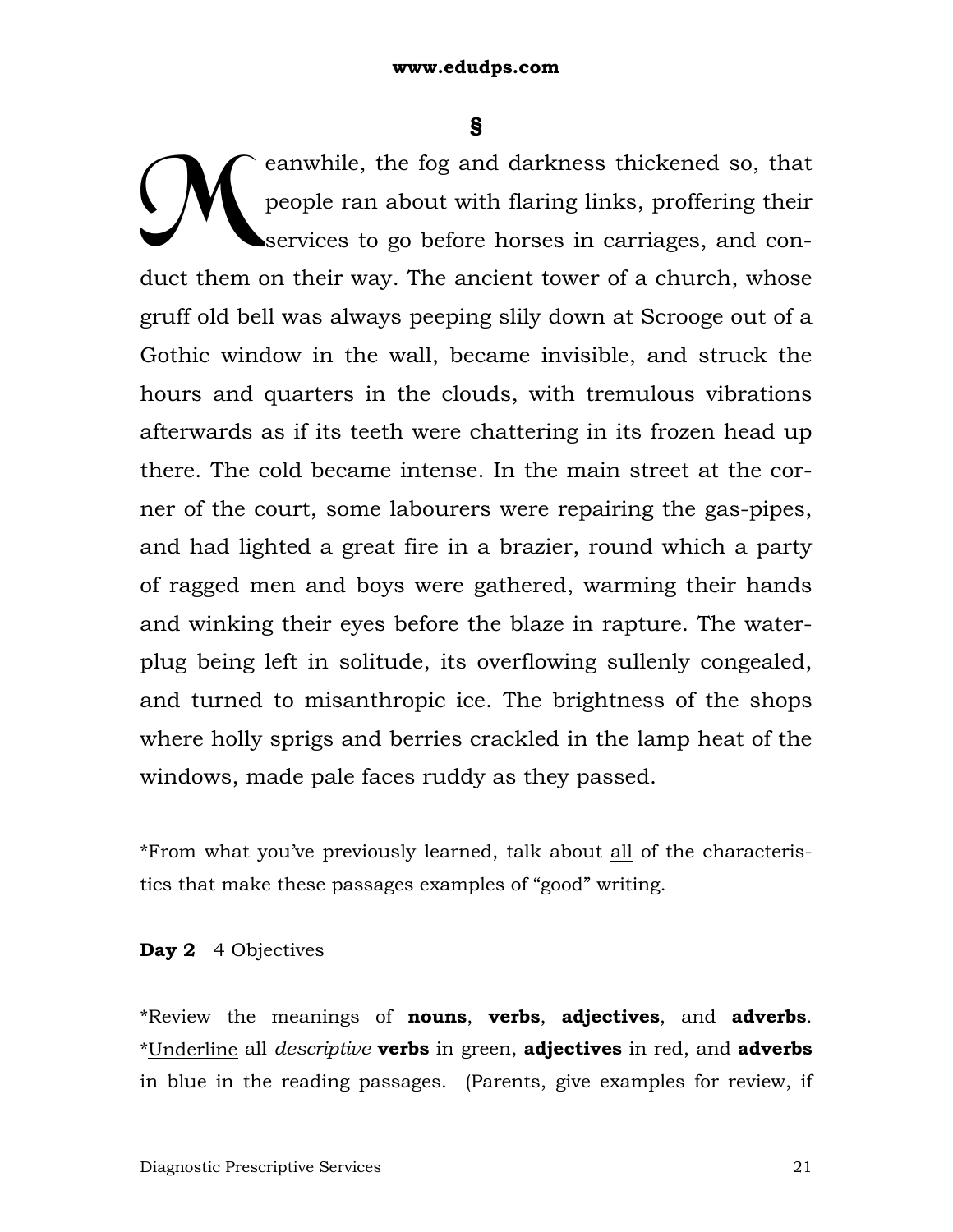§

Meanwhile, the fog and darkness thickened so, that people ran about with flaring links, proffering their services to go before horses in carriages, and conduct them on their way. The ancient tower of a church, whose gruff old bell was always peeping slily down at Scrooge out of a Gothic window in the wall, became invisible, and struck the hours and quarters in the clouds, with tremulous vibrations afterwards as if its teeth were chattering in its frozen head up there. The cold became intense. In the main street at the corner of the court, some labourers were repairing the gas-pipes, and had lighted a great fire in a brazier, round which a party of ragged men and boys were gathered, warming their hands and winking their eyes before the blaze in rapture. The water-plug being left in solitude, its overflowing sullenly congealed, and turned to misanthropic ice. The brightness of the shops where holly sprigs and berries crackled in the lamp heat of the windows, made pale faces ruddy as they passed.

*From what you've previously learned, talk about <u>all</u> of the characteristics that make these passages examples of "good" writing.

**Day 2** 4 Objectives

*Review the meanings of **nouns**, **verbs**, **adjectives**, and **adverbs**.
*<u>Underline</u> all *descriptive* **verbs** in green, **adjectives** in red, and **adverbs** in blue in the reading passages. (Parents, give examples for review, if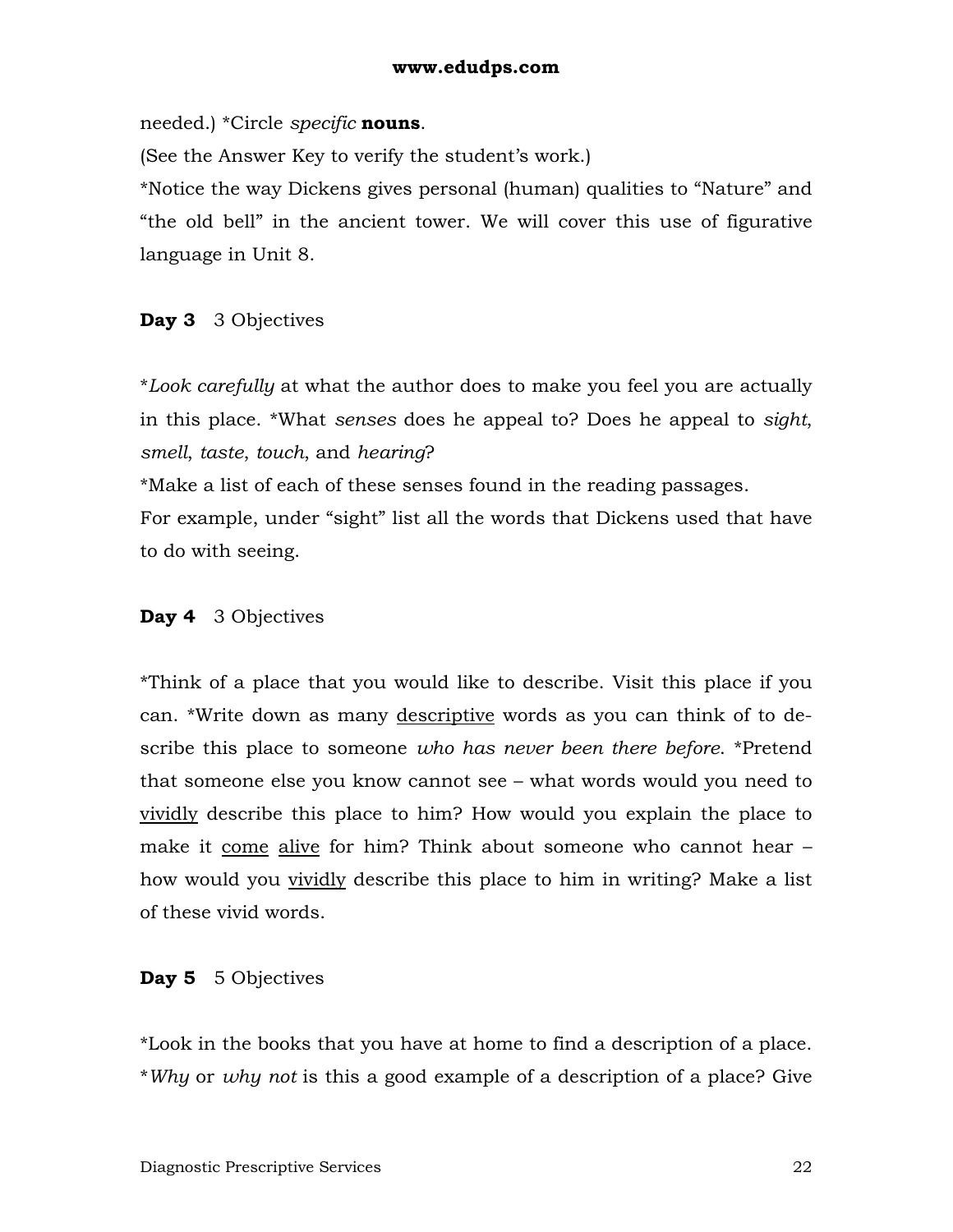needed.) *Circle *specific* **nouns**.

(See the Answer Key to verify the student's work.)

*Notice the way Dickens gives personal (human) qualities to "Nature" and "the old bell" in the ancient tower. We will cover this use of figurative language in Unit 8.

**Day 3** 3 Objectives

**Look carefully* at what the author does to make you feel you are actually in this place. *What *senses* does he appeal to? Does he appeal to *sight*, *smell*, *taste*, *touch*, and *hearing*?

*Make a list of each of these senses found in the reading passages.

For example, under "sight" list all the words that Dickens used that have to do with seeing.

**Day 4** 3 Objectives

*Think of a place that you would like to describe. Visit this place if you can. *Write down as many <u>descriptive</u> words as you can think of to describe this place to someone *who has never been there before*. *Pretend that someone else you know cannot see – what words would you need to <u>vividly</u> describe this place to him? How would you explain the place to make it <u>come</u> <u>alive</u> for him? Think about someone who cannot hear – how would you <u>vividly</u> describe this place to him in writing? Make a list of these vivid words.

**Day 5** 5 Objectives

*Look in the books that you have at home to find a description of a place. **Why* or *why not* is this a good example of a description of a place? Give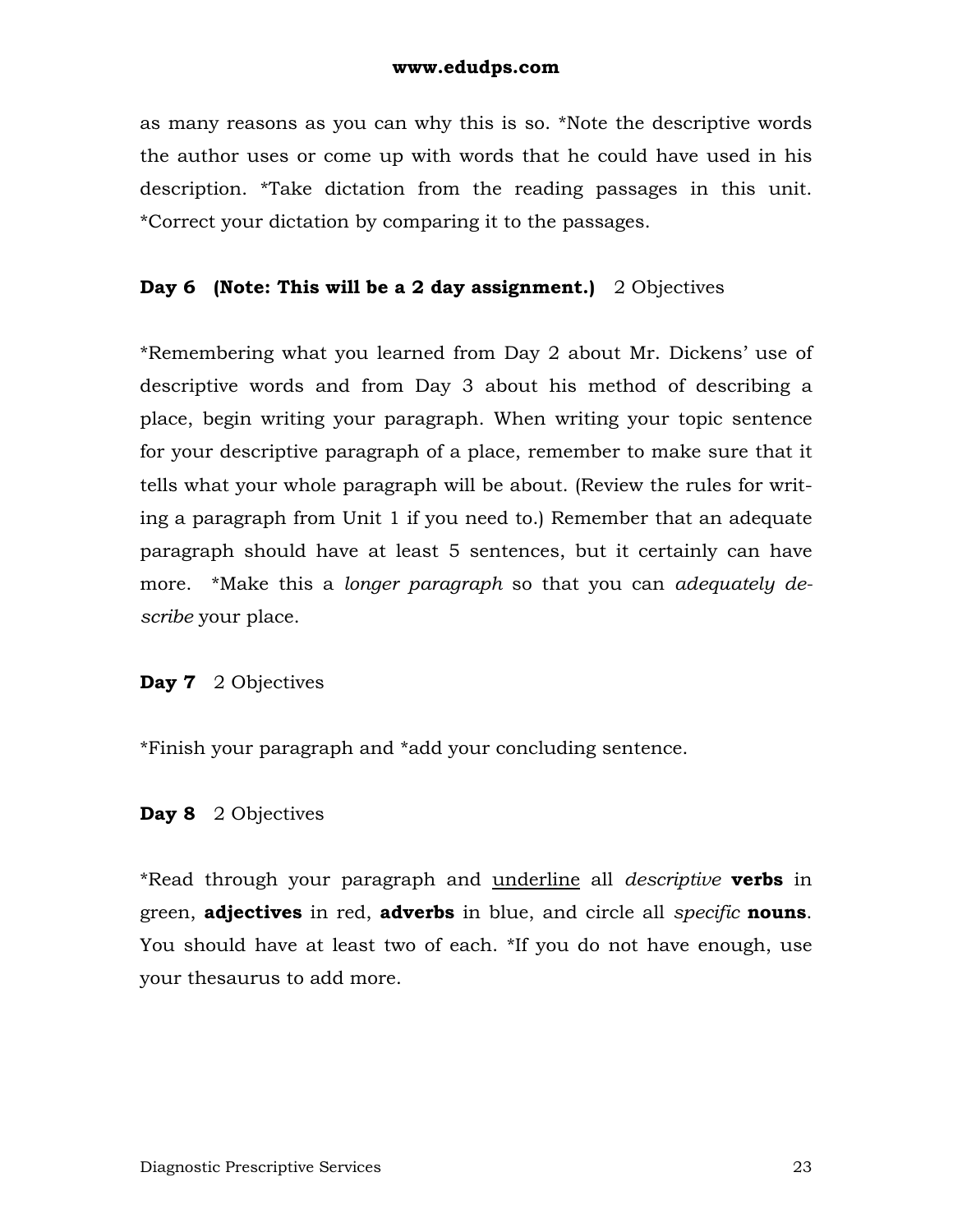as many reasons as you can why this is so. *Note the descriptive words the author uses or come up with words that he could have used in his description. *Take dictation from the reading passages in this unit. *Correct your dictation by comparing it to the passages.

**Day 6 (Note: This will be a 2 day assignment.)** 2 Objectives

*Remembering what you learned from Day 2 about Mr. Dickens' use of descriptive words and from Day 3 about his method of describing a place, begin writing your paragraph. When writing your topic sentence for your descriptive paragraph of a place, remember to make sure that it tells what your whole paragraph will be about. (Review the rules for writing a paragraph from Unit 1 if you need to.) Remember that an adequate paragraph should have at least 5 sentences, but it certainly can have more. *Make this a *longer paragraph* so that you can *adequately describe* your place.

**Day 7** 2 Objectives

*Finish your paragraph and *add your concluding sentence.

**Day 8** 2 Objectives

*Read through your paragraph and <u>underline</u> all *descriptive* **verbs** in green, **adjectives** in red, **adverbs** in blue, and circle all *specific* **nouns**. You should have at least two of each. *If you do not have enough, use your thesaurus to add more.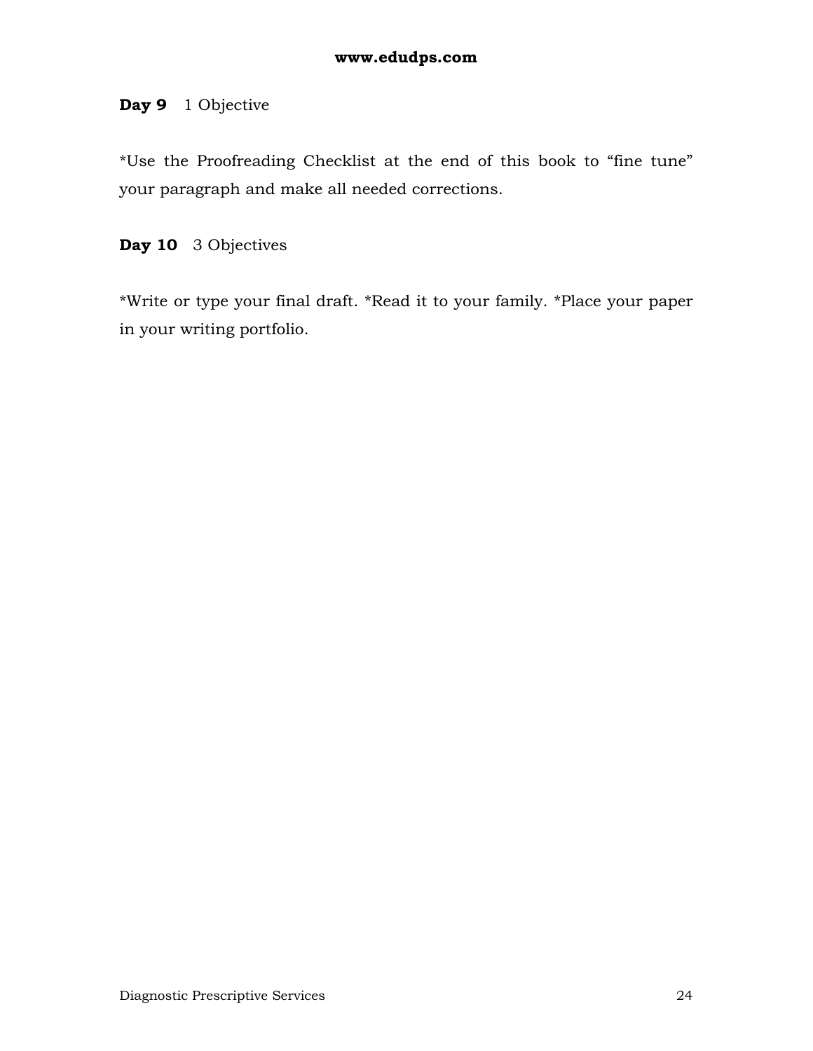**Day 9** 1 Objective

*Use the Proofreading Checklist at the end of this book to "fine tune" your paragraph and make all needed corrections.

**Day 10** 3 Objectives

*Write or type your final draft. *Read it to your family. *Place your paper in your writing portfolio.